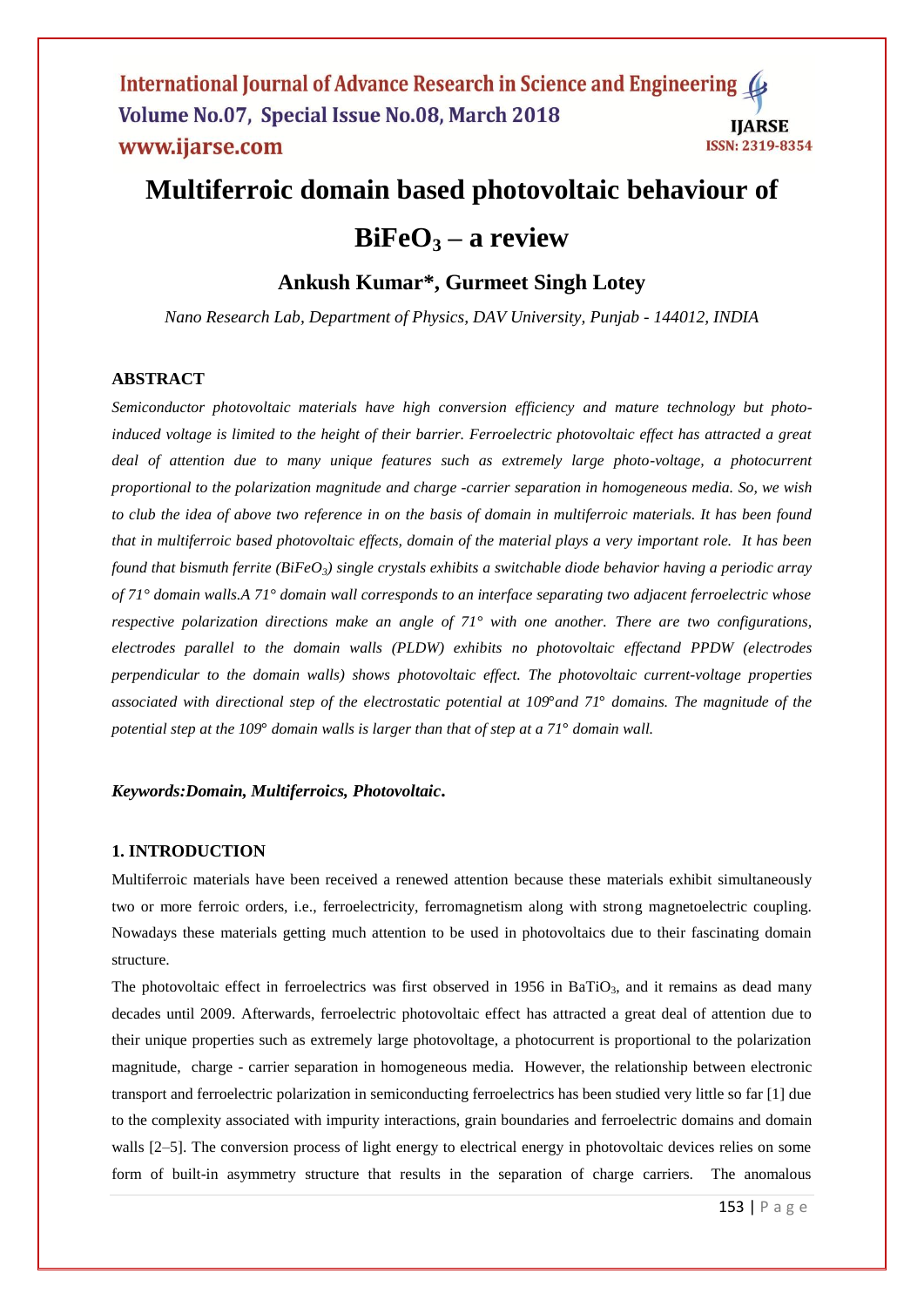# Multiferroic domain based photovoltaic behaviour of $BiFeO_3$ – a review

## Ankush Kumar*, Gurmeet Singh Lotey

*Nano Research Lab, Department of Physics, DAV University, Punjab - 144012, INDIA*

### ABSTRACT

*Semiconductor photovoltaic materials have high conversion efficiency and mature technology but photo-induced voltage is limited to the height of their barrier. Ferroelectric photovoltaic effect has attracted a great deal of attention due to many unique features such as extremely large photo-voltage, a photocurrent proportional to the polarization magnitude and charge -carrier separation in homogeneous media. So, we wish to club the idea of above two reference in on the basis of domain in multiferroic materials. It has been found that in multiferroic based photovoltaic effects, domain of the material plays a very important role. It has been found that bismuth ferrite ($BiFeO_3$) single crystals exhibits a switchable diode behavior having a periodic array of 71° domain walls.A 71° domain wall corresponds to an interface separating two adjacent ferroelectric whose respective polarization directions make an angle of 71° with one another. There are two configurations, electrodes parallel to the domain walls (PLDW) exhibits no photovoltaic effectand PPDW (electrodes perpendicular to the domain walls) shows photovoltaic effect. The photovoltaic current-voltage properties associated with directional step of the electrostatic potential at 109°and 71° domains. The magnitude of the potential step at the 109° domain walls is larger than that of step at a 71° domain wall.*

***Keywords:Domain, Multiferroics, Photovoltaic.***

### 1. INTRODUCTION

Multiferroic materials have been received a renewed attention because these materials exhibit simultaneously two or more ferroic orders, i.e., ferroelectricity, ferromagnetism along with strong magnetoelectric coupling. Nowadays these materials getting much attention to be used in photovoltaics due to their fascinating domain structure.

The photovoltaic effect in ferroelectrics was first observed in 1956 in $BaTiO_3$, and it remains as dead many decades until 2009. Afterwards, ferroelectric photovoltaic effect has attracted a great deal of attention due to their unique properties such as extremely large photovoltage, a photocurrent is proportional to the polarization magnitude, charge - carrier separation in homogeneous media. However, the relationship between electronic transport and ferroelectric polarization in semiconducting ferroelectrics has been studied very little so far [1] due to the complexity associated with impurity interactions, grain boundaries and ferroelectric domains and domain walls [2–5]. The conversion process of light energy to electrical energy in photovoltaic devices relies on some form of built-in asymmetry structure that results in the separation of charge carriers. The anomalous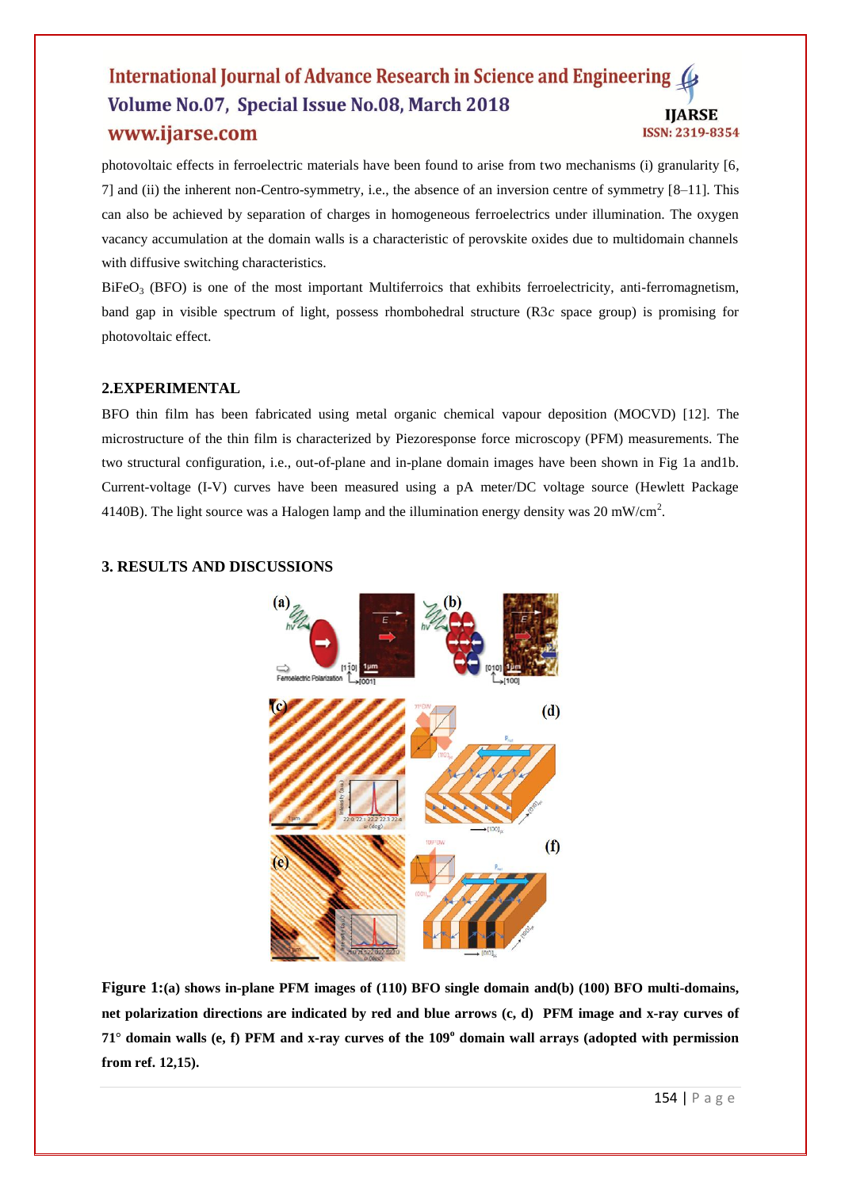photovoltaic effects in ferroelectric materials have been found to arise from two mechanisms (i) granularity [6, 7] and (ii) the inherent non-Centro-symmetry, i.e., the absence of an inversion centre of symmetry [8–11]. This can also be achieved by separation of charges in homogeneous ferroelectrics under illumination. The oxygen vacancy accumulation at the domain walls is a characteristic of perovskite oxides due to multidomain channels with diffusive switching characteristics.

$BiFeO_3$ (BFO) is one of the most important Multiferroics that exhibits ferroelectricity, anti-ferromagnetism, band gap in visible spectrum of light, possess rhombohedral structure (R3*c* space group) is promising for photovoltaic effect.

## 2.EXPERIMENTAL

BFO thin film has been fabricated using metal organic chemical vapour deposition (MOCVD) [12]. The microstructure of the thin film is characterized by Piezoresponse force microscopy (PFM) measurements. The two structural configuration, i.e., out-of-plane and in-plane domain images have been shown in Fig 1a and1b. Current-voltage (I-V) curves have been measured using a pA meter/DC voltage source (Hewlett Package 4140B). The light source was a Halogen lamp and the illumination energy density was 20 mW/cm$^2$.

## 3. RESULTS AND DISCUSSIONS

**Figure 1:(a) shows in-plane PFM images of (110) BFO single domain and(b) (100) BFO multi-domains, net polarization directions are indicated by red and blue arrows (c, d) PFM image and x-ray curves of 71° domain walls (e, f) PFM and x-ray curves of the 109$^o$ domain wall arrays (adopted with permission from ref. 12,15).**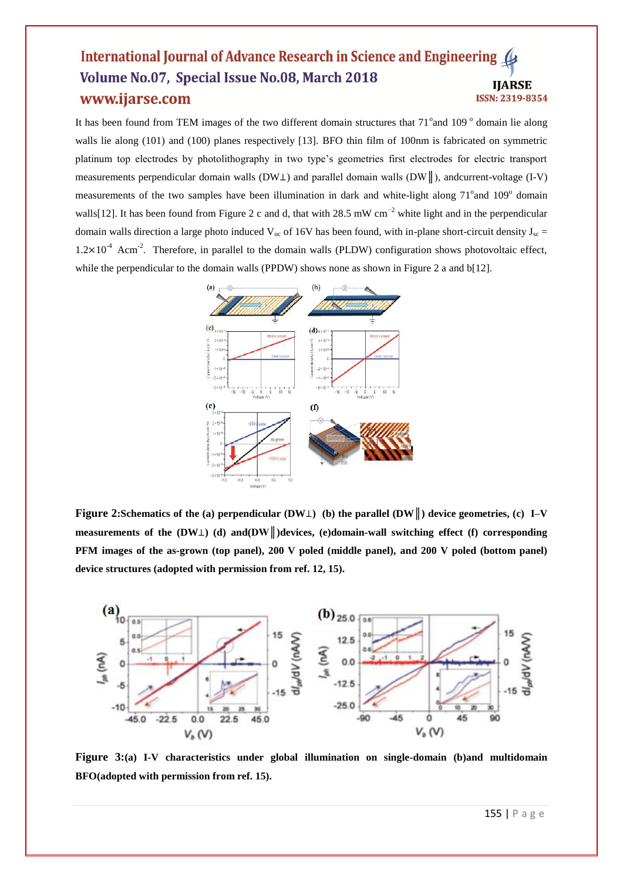It has been found from TEM images of the two different domain structures that 71°and 109 ° domain lie along walls lie along (101) and (100) planes respectively [13]. BFO thin film of 100nm is fabricated on symmetric platinum top electrodes by photolithography in two type's geometries first electrodes for electric transport measurements perpendicular domain walls (DW⊥) and parallel domain walls (DW‖), andcurrent-voltage (I-V) measurements of the two samples have been illumination in dark and white-light along 71°and 109° domain walls[12]. It has been found from Figure 2 c and d, that with 28.5 mW $cm^{-2}$ white light and in the perpendicular domain walls direction a large photo induced $V_{oc}$ of 16V has been found, with in-plane short-circuit density $J_{sc} = 1.2\times10^{-4}$ $Acm^{-2}$. Therefore, in parallel to the domain walls (PLDW) configuration shows photovoltaic effect, while the perpendicular to the domain walls (PPDW) shows none as shown in Figure 2 a and b[12].

**Figure 2:Schematics of the (a) perpendicular (DW⊥) (b) the parallel (DW‖) device geometries, (c) I–V measurements of the (DW⊥) (d) and(DW‖)devices, (e)domain-wall switching effect (f) corresponding PFM images of the as-grown (top panel), 200 V poled (middle panel), and 200 V poled (bottom panel) device structures (adopted with permission from ref. 12, 15).**

**Figure 3:(a) I-V characteristics under global illumination on single-domain (b)and multidomain BFO(adopted with permission from ref. 15).**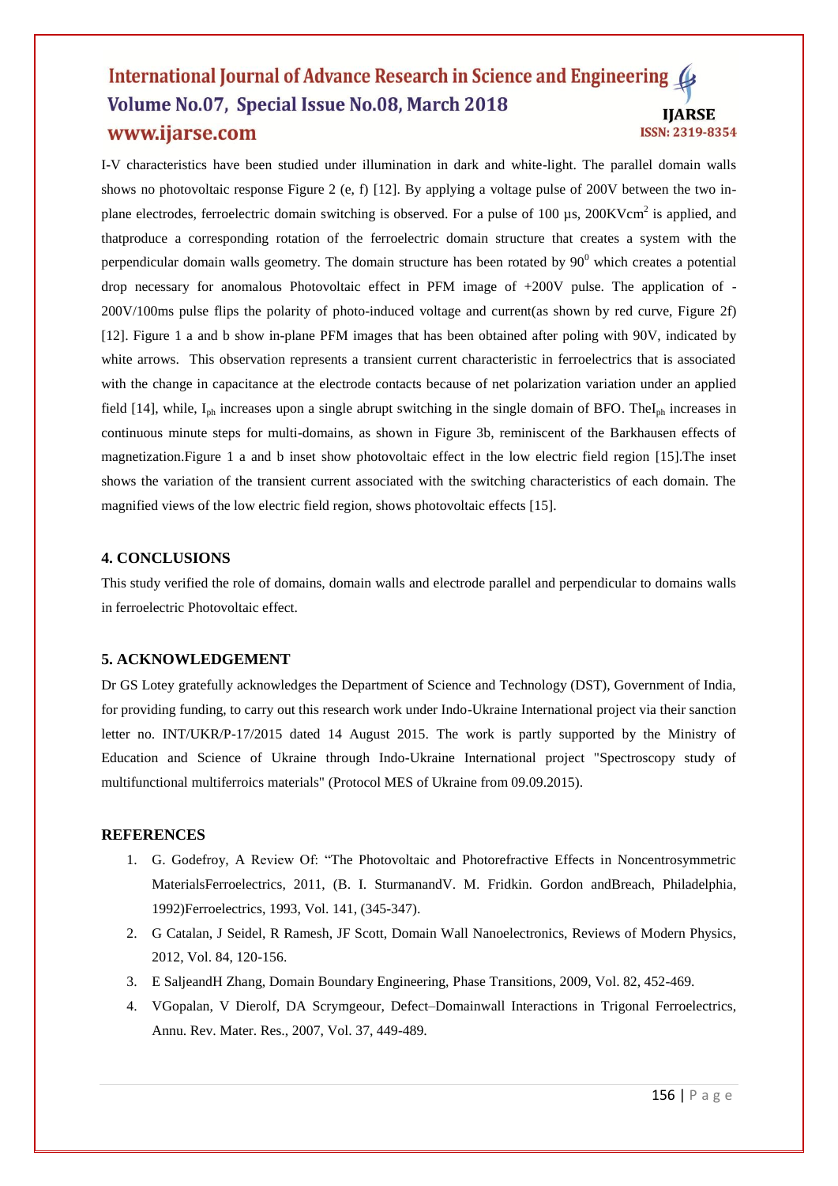I-V characteristics have been studied under illumination in dark and white-light. The parallel domain walls shows no photovoltaic response Figure 2 (e, f) [12]. By applying a voltage pulse of 200V between the two in-plane electrodes, ferroelectric domain switching is observed. For a pulse of 100 µs, 200KVcm$^2$ is applied, and thatproduce a corresponding rotation of the ferroelectric domain structure that creates a system with the perpendicular domain walls geometry. The domain structure has been rotated by 90$^0$ which creates a potential drop necessary for anomalous Photovoltaic effect in PFM image of +200V pulse. The application of -200V/100ms pulse flips the polarity of photo-induced voltage and current(as shown by red curve, Figure 2f) [12]. Figure 1 a and b show in-plane PFM images that has been obtained after poling with 90V, indicated by white arrows. This observation represents a transient current characteristic in ferroelectrics that is associated with the change in capacitance at the electrode contacts because of net polarization variation under an applied field [14], while, $I_{ph}$ increases upon a single abrupt switching in the single domain of BFO. The$I_{ph}$ increases in continuous minute steps for multi-domains, as shown in Figure 3b, reminiscent of the Barkhausen effects of magnetization.Figure 1 a and b inset show photovoltaic effect in the low electric field region [15].The inset shows the variation of the transient current associated with the switching characteristics of each domain. The magnified views of the low electric field region, shows photovoltaic effects [15].

## 4. CONCLUSIONS

This study verified the role of domains, domain walls and electrode parallel and perpendicular to domains walls in ferroelectric Photovoltaic effect.

## 5. ACKNOWLEDGEMENT

Dr GS Lotey gratefully acknowledges the Department of Science and Technology (DST), Government of India, for providing funding, to carry out this research work under Indo-Ukraine International project via their sanction letter no. INT/UKR/P-17/2015 dated 14 August 2015. The work is partly supported by the Ministry of Education and Science of Ukraine through Indo-Ukraine International project "Spectroscopy study of multifunctional multiferroics materials" (Protocol MES of Ukraine from 09.09.2015).

## REFERENCES

1. G. Godefroy, A Review Of: "The Photovoltaic and Photorefractive Effects in Noncentrosymmetric MaterialsFerroelectrics, 2011, (B. I. SturmanandV. M. Fridkin. Gordon andBreach, Philadelphia, 1992)Ferroelectrics, 1993, Vol. 141, (345-347).
2. G Catalan, J Seidel, R Ramesh, JF Scott, Domain Wall Nanoelectronics, Reviews of Modern Physics, 2012, Vol. 84, 120-156.
3. E SaljeandH Zhang, Domain Boundary Engineering, Phase Transitions, 2009, Vol. 82, 452-469.
4. VGopalan, V Dierolf, DA Scrymgeour, Defect–Domainwall Interactions in Trigonal Ferroelectrics, Annu. Rev. Mater. Res., 2007, Vol. 37, 449-489.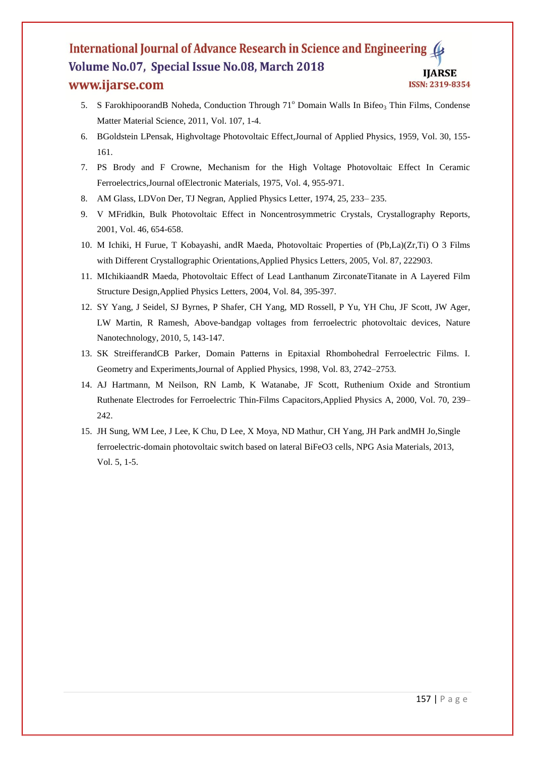5. S FarokhipoorandB Noheda, Conduction Through 71$^{o}$ Domain Walls In Bifeo$_3$ Thin Films, Condense Matter Material Science, 2011, Vol. 107, 1-4.
6. BGoldstein LPensak, Highvoltage Photovoltaic Effect,Journal of Applied Physics, 1959, Vol. 30, 155-161.
7. PS Brody and F Crowne, Mechanism for the High Voltage Photovoltaic Effect In Ceramic Ferroelectrics,Journal ofElectronic Materials, 1975, Vol. 4, 955-971.
8. AM Glass, LDVon Der, TJ Negran, Applied Physics Letter, 1974, 25, 233– 235.
9. V MFridkin, Bulk Photovoltaic Effect in Noncentrosymmetric Crystals, Crystallography Reports, 2001, Vol. 46, 654-658.
10. M Ichiki, H Furue, T Kobayashi, andR Maeda, Photovoltaic Properties of (Pb,La)(Zr,Ti) O 3 Films with Different Crystallographic Orientations,Applied Physics Letters, 2005, Vol. 87, 222903.
11. MIchikiaandR Maeda, Photovoltaic Effect of Lead Lanthanum ZirconateTitanate in A Layered Film Structure Design,Applied Physics Letters, 2004, Vol. 84, 395-397.
12. SY Yang, J Seidel, SJ Byrnes, P Shafer, CH Yang, MD Rossell, P Yu, YH Chu, JF Scott, JW Ager, LW Martin, R Ramesh, Above-bandgap voltages from ferroelectric photovoltaic devices, Nature Nanotechnology, 2010, 5, 143-147.
13. SK StreifferandCB Parker, Domain Patterns in Epitaxial Rhombohedral Ferroelectric Films. I. Geometry and Experiments,Journal of Applied Physics, 1998, Vol. 83, 2742–2753.
14. AJ Hartmann, M Neilson, RN Lamb, K Watanabe, JF Scott, Ruthenium Oxide and Strontium Ruthenate Electrodes for Ferroelectric Thin-Films Capacitors,Applied Physics A, 2000, Vol. 70, 239–242.
15. JH Sung, WM Lee, J Lee, K Chu, D Lee, X Moya, ND Mathur, CH Yang, JH Park andMH Jo,Single ferroelectric-domain photovoltaic switch based on lateral BiFeO3 cells, NPG Asia Materials, 2013, Vol. 5, 1-5.